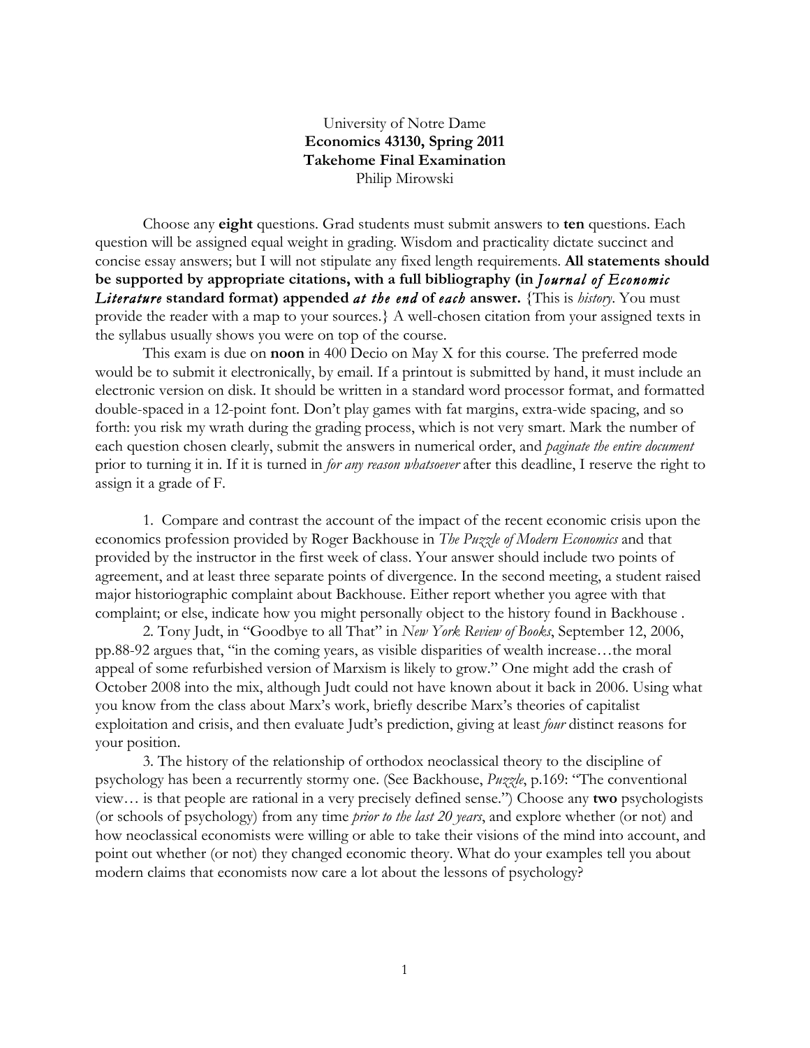University of Notre Dame
**Economics 43130, Spring 2011**
**Takehome Final Examination**
Philip Mirowski

Choose any **eight** questions. Grad students must submit answers to **ten** questions. Each question will be assigned equal weight in grading. Wisdom and practicality dictate succinct and concise essay answers; but I will not stipulate any fixed length requirements. **All statements should be supported by appropriate citations, with a full bibliography (in *Journal of Economic Literature* standard format) appended *at the end* of *each* answer.** {This is *history*. You must provide the reader with a map to your sources.} A well-chosen citation from your assigned texts in the syllabus usually shows you were on top of the course.

This exam is due on **noon** in 400 Decio on May X for this course. The preferred mode would be to submit it electronically, by email. If a printout is submitted by hand, it must include an electronic version on disk. It should be written in a standard word processor format, and formatted double-spaced in a 12-point font. Don't play games with fat margins, extra-wide spacing, and so forth: you risk my wrath during the grading process, which is not very smart. Mark the number of each question chosen clearly, submit the answers in numerical order, and *paginate the entire document* prior to turning it in. If it is turned in *for any reason whatsoever* after this deadline, I reserve the right to assign it a grade of F.

1. Compare and contrast the account of the impact of the recent economic crisis upon the economics profession provided by Roger Backhouse in *The Puzzle of Modern Economics* and that provided by the instructor in the first week of class. Your answer should include two points of agreement, and at least three separate points of divergence. In the second meeting, a student raised major historiographic complaint about Backhouse. Either report whether you agree with that complaint; or else, indicate how you might personally object to the history found in Backhouse .

2. Tony Judt, in "Goodbye to all That" in *New York Review of Books*, September 12, 2006, pp.88-92 argues that, "in the coming years, as visible disparities of wealth increase…the moral appeal of some refurbished version of Marxism is likely to grow." One might add the crash of October 2008 into the mix, although Judt could not have known about it back in 2006. Using what you know from the class about Marx's work, briefly describe Marx's theories of capitalist exploitation and crisis, and then evaluate Judt's prediction, giving at least *four* distinct reasons for your position.

3. The history of the relationship of orthodox neoclassical theory to the discipline of psychology has been a recurrently stormy one. (See Backhouse, *Puzzle*, p.169: "The conventional view… is that people are rational in a very precisely defined sense.") Choose any **two** psychologists (or schools of psychology) from any time *prior to the last 20 years*, and explore whether (or not) and how neoclassical economists were willing or able to take their visions of the mind into account, and point out whether (or not) they changed economic theory. What do your examples tell you about modern claims that economists now care a lot about the lessons of psychology?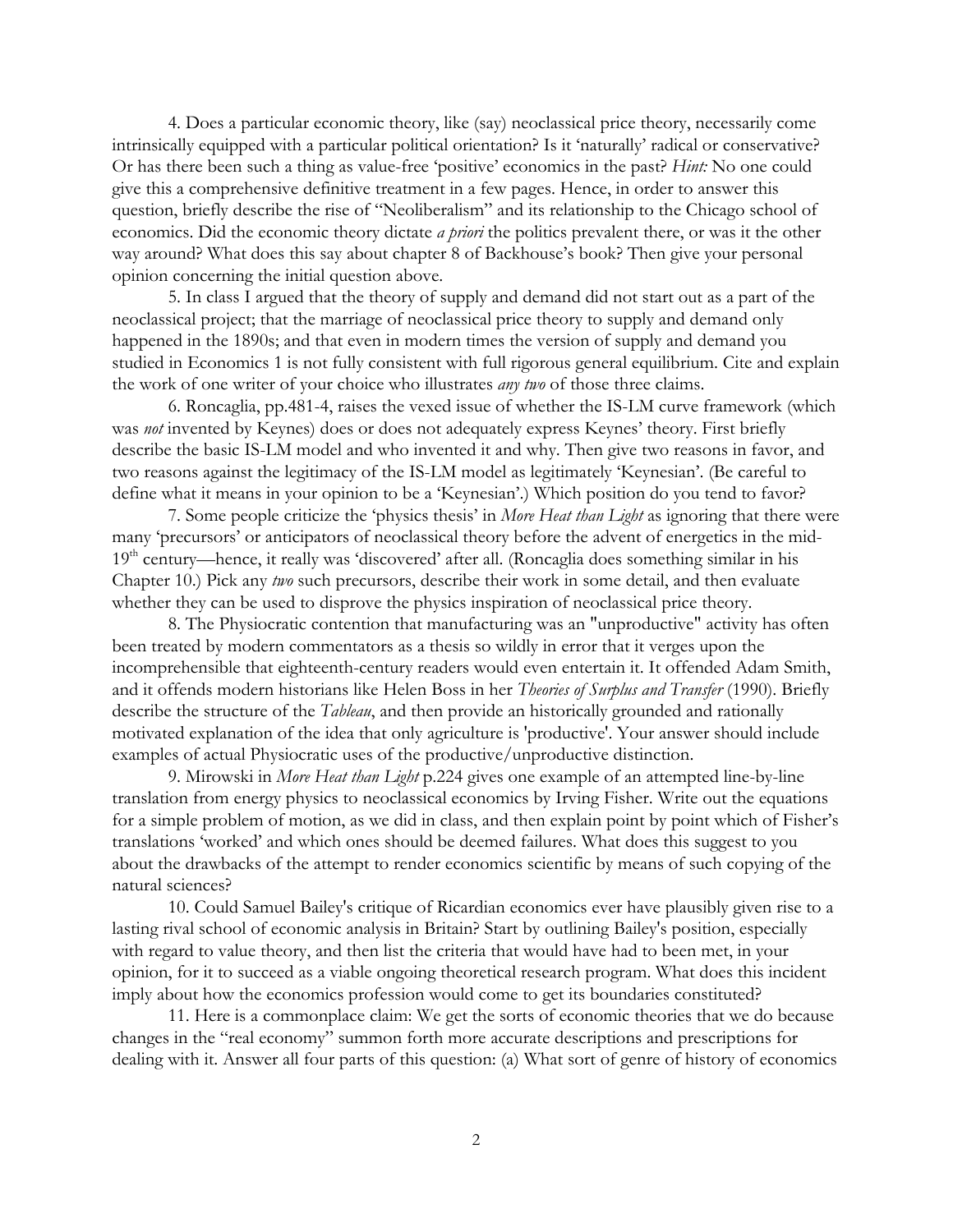4. Does a particular economic theory, like (say) neoclassical price theory, necessarily come intrinsically equipped with a particular political orientation? Is it 'naturally' radical or conservative? Or has there been such a thing as value-free 'positive' economics in the past? *Hint:* No one could give this a comprehensive definitive treatment in a few pages. Hence, in order to answer this question, briefly describe the rise of "Neoliberalism" and its relationship to the Chicago school of economics. Did the economic theory dictate *a priori* the politics prevalent there, or was it the other way around? What does this say about chapter 8 of Backhouse's book? Then give your personal opinion concerning the initial question above.

5. In class I argued that the theory of supply and demand did not start out as a part of the neoclassical project; that the marriage of neoclassical price theory to supply and demand only happened in the 1890s; and that even in modern times the version of supply and demand you studied in Economics 1 is not fully consistent with full rigorous general equilibrium. Cite and explain the work of one writer of your choice who illustrates *any two* of those three claims.

6. Roncaglia, pp.481-4, raises the vexed issue of whether the IS-LM curve framework (which was *not* invented by Keynes) does or does not adequately express Keynes' theory. First briefly describe the basic IS-LM model and who invented it and why. Then give two reasons in favor, and two reasons against the legitimacy of the IS-LM model as legitimately 'Keynesian'. (Be careful to define what it means in your opinion to be a 'Keynesian'.) Which position do you tend to favor?

7. Some people criticize the 'physics thesis' in *More Heat than Light* as ignoring that there were many 'precursors' or anticipators of neoclassical theory before the advent of energetics in the mid-19th century—hence, it really was 'discovered' after all. (Roncaglia does something similar in his Chapter 10.) Pick any *two* such precursors, describe their work in some detail, and then evaluate whether they can be used to disprove the physics inspiration of neoclassical price theory.

8. The Physiocratic contention that manufacturing was an "unproductive" activity has often been treated by modern commentators as a thesis so wildly in error that it verges upon the incomprehensible that eighteenth-century readers would even entertain it. It offended Adam Smith, and it offends modern historians like Helen Boss in her *Theories of Surplus and Transfer* (1990). Briefly describe the structure of the *Tableau*, and then provide an historically grounded and rationally motivated explanation of the idea that only agriculture is 'productive'. Your answer should include examples of actual Physiocratic uses of the productive/unproductive distinction.

9. Mirowski in *More Heat than Light* p.224 gives one example of an attempted line-by-line translation from energy physics to neoclassical economics by Irving Fisher. Write out the equations for a simple problem of motion, as we did in class, and then explain point by point which of Fisher's translations 'worked' and which ones should be deemed failures. What does this suggest to you about the drawbacks of the attempt to render economics scientific by means of such copying of the natural sciences?

10. Could Samuel Bailey's critique of Ricardian economics ever have plausibly given rise to a lasting rival school of economic analysis in Britain? Start by outlining Bailey's position, especially with regard to value theory, and then list the criteria that would have had to been met, in your opinion, for it to succeed as a viable ongoing theoretical research program. What does this incident imply about how the economics profession would come to get its boundaries constituted?

11. Here is a commonplace claim: We get the sorts of economic theories that we do because changes in the "real economy" summon forth more accurate descriptions and prescriptions for dealing with it. Answer all four parts of this question: (a) What sort of genre of history of economics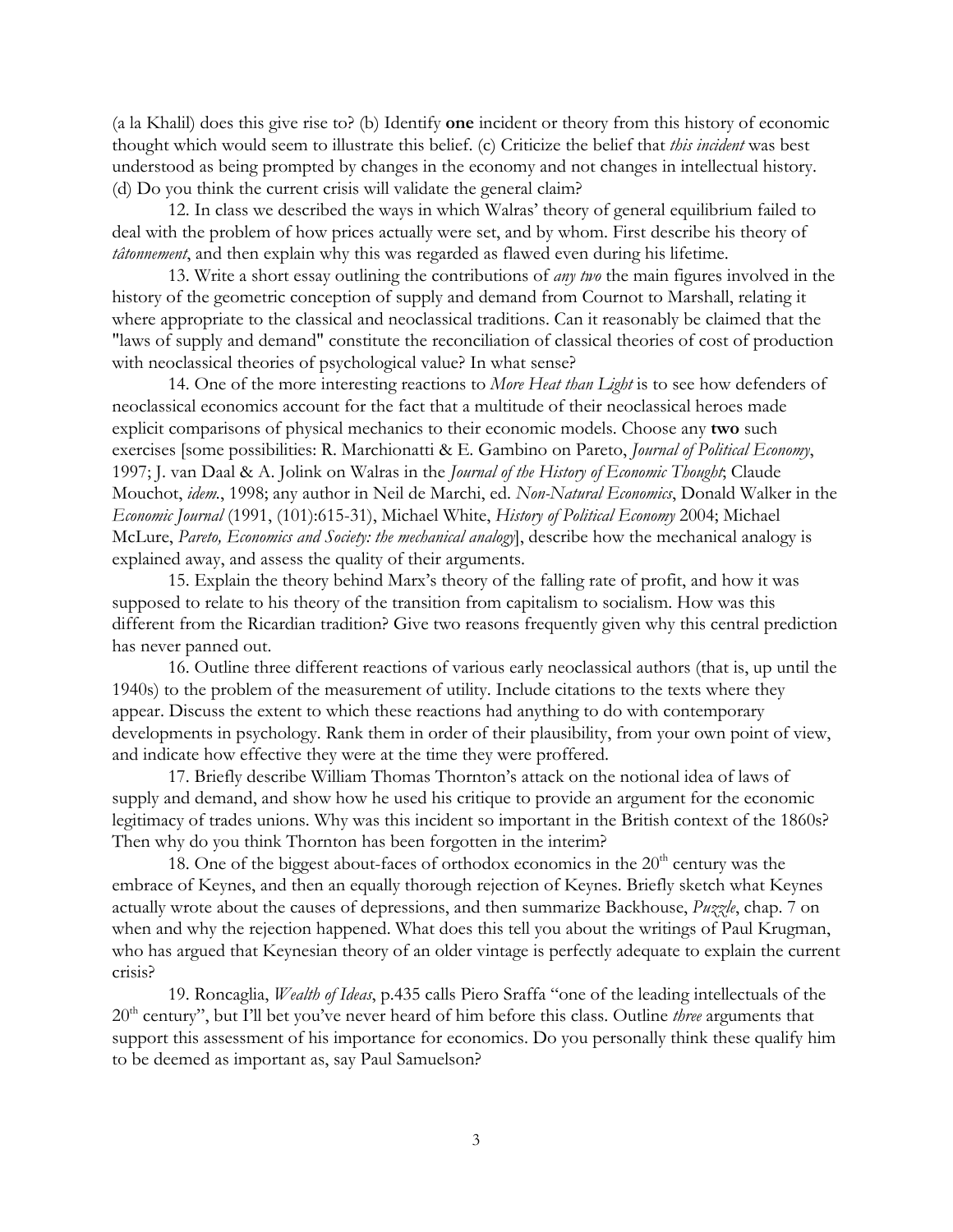(a la Khalil) does this give rise to? (b) Identify **one** incident or theory from this history of economic thought which would seem to illustrate this belief. (c) Criticize the belief that *this incident* was best understood as being prompted by changes in the economy and not changes in intellectual history. (d) Do you think the current crisis will validate the general claim?

12. In class we described the ways in which Walras' theory of general equilibrium failed to deal with the problem of how prices actually were set, and by whom. First describe his theory of *tâtonnement*, and then explain why this was regarded as flawed even during his lifetime.

13. Write a short essay outlining the contributions of *any two* the main figures involved in the history of the geometric conception of supply and demand from Cournot to Marshall, relating it where appropriate to the classical and neoclassical traditions. Can it reasonably be claimed that the "laws of supply and demand" constitute the reconciliation of classical theories of cost of production with neoclassical theories of psychological value? In what sense?

14. One of the more interesting reactions to *More Heat than Light* is to see how defenders of neoclassical economics account for the fact that a multitude of their neoclassical heroes made explicit comparisons of physical mechanics to their economic models. Choose any **two** such exercises [some possibilities: R. Marchionatti & E. Gambino on Pareto, *Journal of Political Economy*, 1997; J. van Daal & A. Jolink on Walras in the *Journal of the History of Economic Thought*; Claude Mouchot, *idem.*, 1998; any author in Neil de Marchi, ed. *Non-Natural Economics*, Donald Walker in the *Economic Journal* (1991, (101):615-31), Michael White, *History of Political Economy* 2004; Michael McLure, *Pareto, Economics and Society: the mechanical analogy*], describe how the mechanical analogy is explained away, and assess the quality of their arguments.

15. Explain the theory behind Marx's theory of the falling rate of profit, and how it was supposed to relate to his theory of the transition from capitalism to socialism. How was this different from the Ricardian tradition? Give two reasons frequently given why this central prediction has never panned out.

16. Outline three different reactions of various early neoclassical authors (that is, up until the 1940s) to the problem of the measurement of utility. Include citations to the texts where they appear. Discuss the extent to which these reactions had anything to do with contemporary developments in psychology. Rank them in order of their plausibility, from your own point of view, and indicate how effective they were at the time they were proffered.

17. Briefly describe William Thomas Thornton's attack on the notional idea of laws of supply and demand, and show how he used his critique to provide an argument for the economic legitimacy of trades unions. Why was this incident so important in the British context of the 1860s? Then why do you think Thornton has been forgotten in the interim?

18. One of the biggest about-faces of orthodox economics in the 20th century was the embrace of Keynes, and then an equally thorough rejection of Keynes. Briefly sketch what Keynes actually wrote about the causes of depressions, and then summarize Backhouse, *Puzzle*, chap. 7 on when and why the rejection happened. What does this tell you about the writings of Paul Krugman, who has argued that Keynesian theory of an older vintage is perfectly adequate to explain the current crisis?

19. Roncaglia, *Wealth of Ideas*, p.435 calls Piero Sraffa "one of the leading intellectuals of the 20th century", but I'll bet you've never heard of him before this class. Outline *three* arguments that support this assessment of his importance for economics. Do you personally think these qualify him to be deemed as important as, say Paul Samuelson?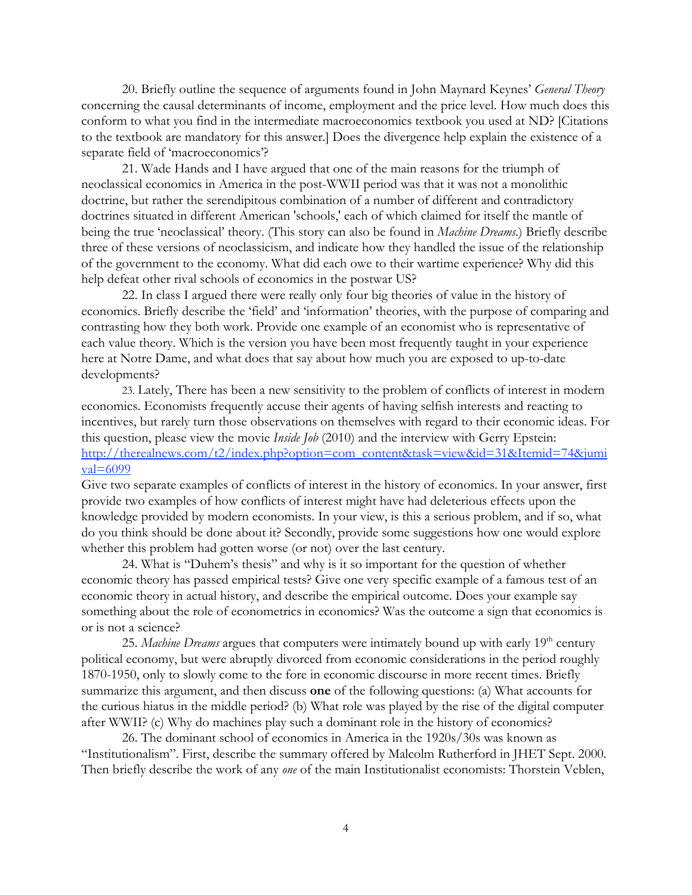20. Briefly outline the sequence of arguments found in John Maynard Keynes' *General Theory* concerning the causal determinants of income, employment and the price level. How much does this conform to what you find in the intermediate macroeconomics textbook you used at ND? [Citations to the textbook are mandatory for this answer.] Does the divergence help explain the existence of a separate field of 'macroeconomics'?

21. Wade Hands and I have argued that one of the main reasons for the triumph of neoclassical economics in America in the post-WWII period was that it was not a monolithic doctrine, but rather the serendipitous combination of a number of different and contradictory doctrines situated in different American 'schools,' each of which claimed for itself the mantle of being the true 'neoclassical' theory. (This story can also be found in *Machine Dreams*.) Briefly describe three of these versions of neoclassicism, and indicate how they handled the issue of the relationship of the government to the economy. What did each owe to their wartime experience? Why did this help defeat other rival schools of economics in the postwar US?

22. In class I argued there were really only four big theories of value in the history of economics. Briefly describe the 'field' and 'information' theories, with the purpose of comparing and contrasting how they both work. Provide one example of an economist who is representative of each value theory. Which is the version you have been most frequently taught in your experience here at Notre Dame, and what does that say about how much you are exposed to up-to-date developments?

23. Lately, There has been a new sensitivity to the problem of conflicts of interest in modern economics. Economists frequently accuse their agents of having selfish interests and reacting to incentives, but rarely turn those observations on themselves with regard to their economic ideas. For this question, please view the movie *Inside Job* (2010) and the interview with Gerry Epstein: [http://therealnews.com/t2/index.php?option=com_content&task=view&id=31&Itemid=74&jumival=6099](http://therealnews.com/t2/index.php?option=com_content&task=view&id=31&Itemid=74&jumival=6099)

Give two separate examples of conflicts of interest in the history of economics. In your answer, first provide two examples of how conflicts of interest might have had deleterious effects upon the knowledge provided by modern economists. In your view, is this a serious problem, and if so, what do you think should be done about it? Secondly, provide some suggestions how one would explore whether this problem had gotten worse (or not) over the last century.

24. What is "Duhem's thesis" and why is it so important for the question of whether economic theory has passed empirical tests? Give one very specific example of a famous test of an economic theory in actual history, and describe the empirical outcome. Does your example say something about the role of econometrics in economics? Was the outcome a sign that economics is or is not a science?

25. *Machine Dreams* argues that computers were intimately bound up with early 19th century political economy, but were abruptly divorced from economic considerations in the period roughly 1870-1950, only to slowly come to the fore in economic discourse in more recent times. Briefly summarize this argument, and then discuss **one** of the following questions: (a) What accounts for the curious hiatus in the middle period? (b) What role was played by the rise of the digital computer after WWII? (c) Why do machines play such a dominant role in the history of economics?

26. The dominant school of economics in America in the 1920s/30s was known as "Institutionalism". First, describe the summary offered by Malcolm Rutherford in JHET Sept. 2000. Then briefly describe the work of any *one* of the main Institutionalist economists: Thorstein Veblen,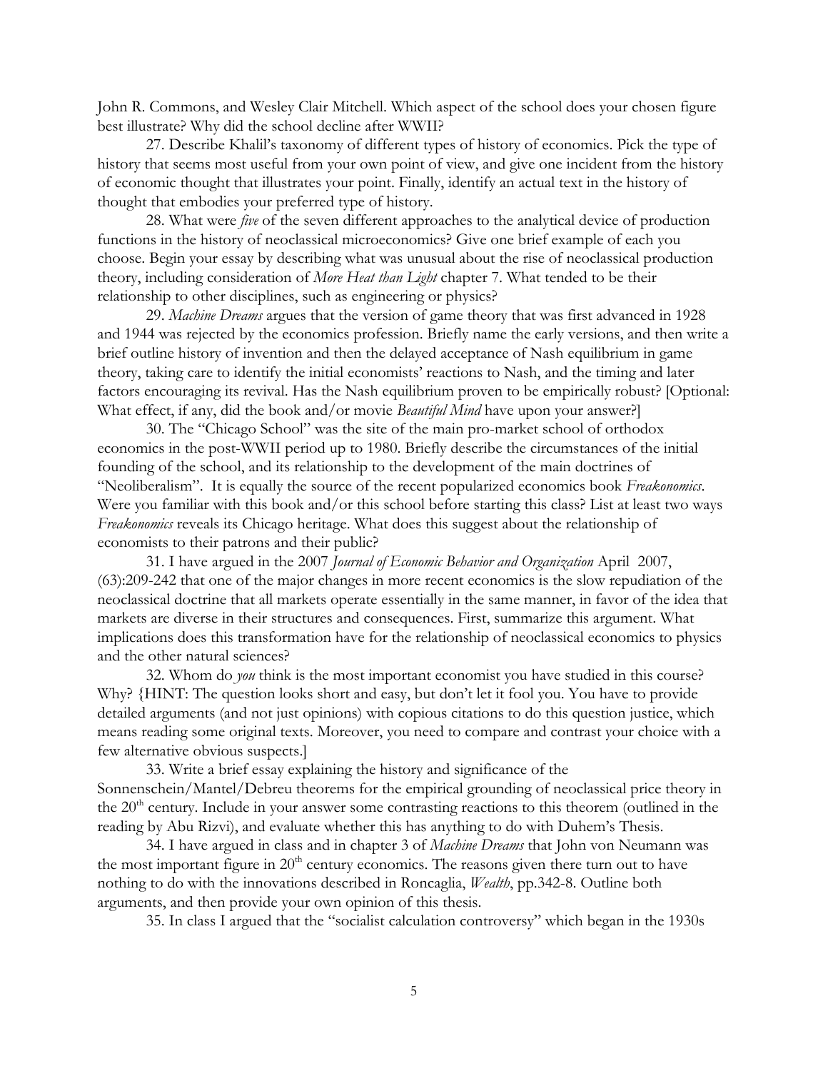John R. Commons, and Wesley Clair Mitchell. Which aspect of the school does your chosen figure best illustrate? Why did the school decline after WWII?

27. Describe Khalil's taxonomy of different types of history of economics. Pick the type of history that seems most useful from your own point of view, and give one incident from the history of economic thought that illustrates your point. Finally, identify an actual text in the history of thought that embodies your preferred type of history.

28. What were *five* of the seven different approaches to the analytical device of production functions in the history of neoclassical microeconomics? Give one brief example of each you choose. Begin your essay by describing what was unusual about the rise of neoclassical production theory, including consideration of *More Heat than Light* chapter 7. What tended to be their relationship to other disciplines, such as engineering or physics?

29. *Machine Dreams* argues that the version of game theory that was first advanced in 1928 and 1944 was rejected by the economics profession. Briefly name the early versions, and then write a brief outline history of invention and then the delayed acceptance of Nash equilibrium in game theory, taking care to identify the initial economists' reactions to Nash, and the timing and later factors encouraging its revival. Has the Nash equilibrium proven to be empirically robust? [Optional: What effect, if any, did the book and/or movie *Beautiful Mind* have upon your answer?]

30. The "Chicago School" was the site of the main pro-market school of orthodox economics in the post-WWII period up to 1980. Briefly describe the circumstances of the initial founding of the school, and its relationship to the development of the main doctrines of "Neoliberalism". It is equally the source of the recent popularized economics book *Freakonomics*. Were you familiar with this book and/or this school before starting this class? List at least two ways *Freakonomics* reveals its Chicago heritage. What does this suggest about the relationship of economists to their patrons and their public?

31. I have argued in the 2007 *Journal of Economic Behavior and Organization* April 2007, (63):209-242 that one of the major changes in more recent economics is the slow repudiation of the neoclassical doctrine that all markets operate essentially in the same manner, in favor of the idea that markets are diverse in their structures and consequences. First, summarize this argument. What implications does this transformation have for the relationship of neoclassical economics to physics and the other natural sciences?

32. Whom do *you* think is the most important economist you have studied in this course? Why? {HINT: The question looks short and easy, but don't let it fool you. You have to provide detailed arguments (and not just opinions) with copious citations to do this question justice, which means reading some original texts. Moreover, you need to compare and contrast your choice with a few alternative obvious suspects.]

33. Write a brief essay explaining the history and significance of the Sonnenschein/Mantel/Debreu theorems for the empirical grounding of neoclassical price theory in the 20th century. Include in your answer some contrasting reactions to this theorem (outlined in the reading by Abu Rizvi), and evaluate whether this has anything to do with Duhem's Thesis.

34. I have argued in class and in chapter 3 of *Machine Dreams* that John von Neumann was the most important figure in 20th century economics. The reasons given there turn out to have nothing to do with the innovations described in Roncaglia, *Wealth*, pp.342-8. Outline both arguments, and then provide your own opinion of this thesis.

35. In class I argued that the "socialist calculation controversy" which began in the 1930s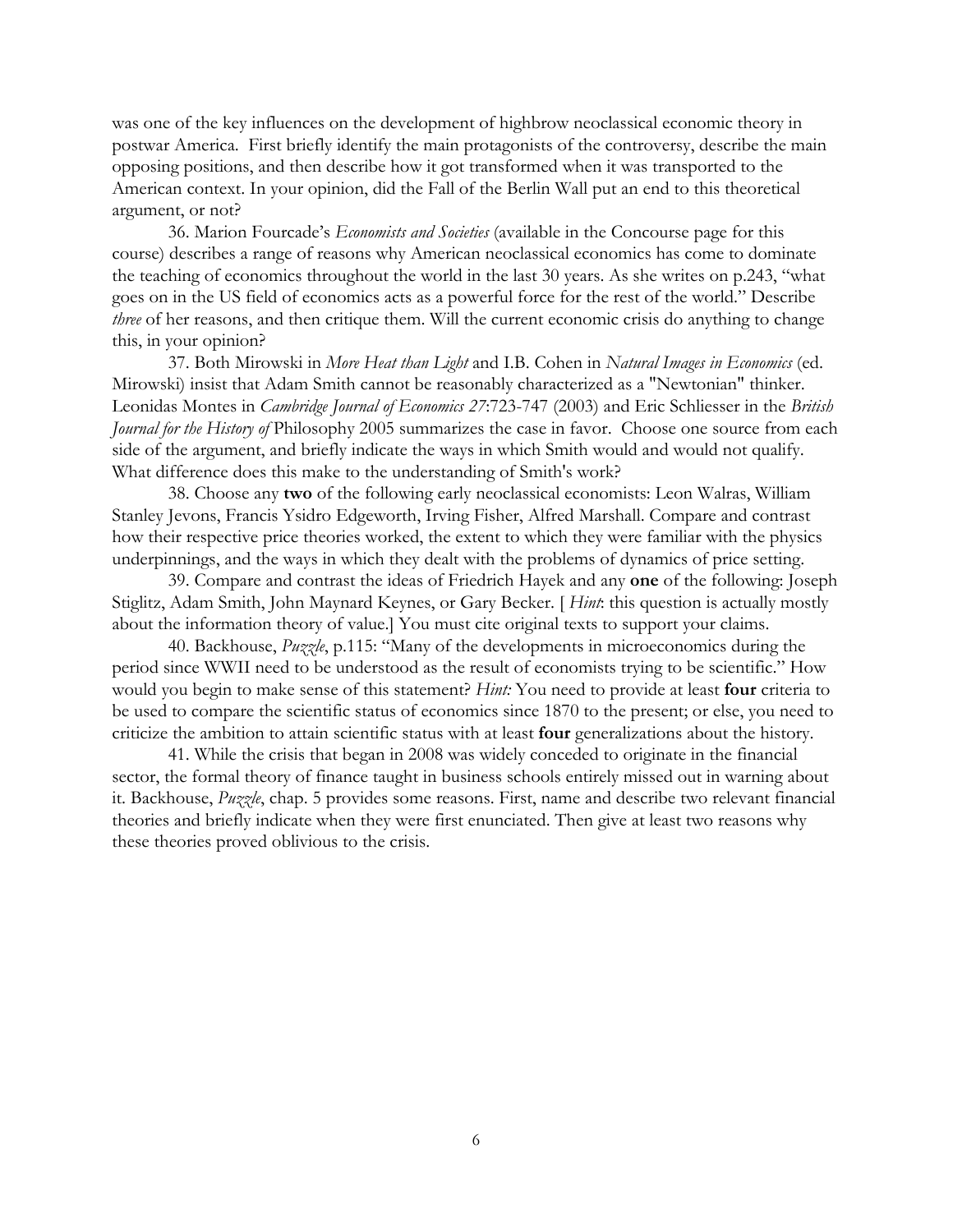was one of the key influences on the development of highbrow neoclassical economic theory in postwar America. First briefly identify the main protagonists of the controversy, describe the main opposing positions, and then describe how it got transformed when it was transported to the American context. In your opinion, did the Fall of the Berlin Wall put an end to this theoretical argument, or not?

36. Marion Fourcade's *Economists and Societies* (available in the Concourse page for this course) describes a range of reasons why American neoclassical economics has come to dominate the teaching of economics throughout the world in the last 30 years. As she writes on p.243, "what goes on in the US field of economics acts as a powerful force for the rest of the world." Describe *three* of her reasons, and then critique them. Will the current economic crisis do anything to change this, in your opinion?

37. Both Mirowski in *More Heat than Light* and I.B. Cohen in *Natural Images in Economics* (ed. Mirowski) insist that Adam Smith cannot be reasonably characterized as a "Newtonian" thinker. Leonidas Montes in *Cambridge Journal of Economics 27*:723-747 (2003) and Eric Schliesser in the *British Journal for the History of* Philosophy 2005 summarizes the case in favor. Choose one source from each side of the argument, and briefly indicate the ways in which Smith would and would not qualify. What difference does this make to the understanding of Smith's work?

38. Choose any **two** of the following early neoclassical economists: Leon Walras, William Stanley Jevons, Francis Ysidro Edgeworth, Irving Fisher, Alfred Marshall. Compare and contrast how their respective price theories worked, the extent to which they were familiar with the physics underpinnings, and the ways in which they dealt with the problems of dynamics of price setting.

39. Compare and contrast the ideas of Friedrich Hayek and any **one** of the following: Joseph Stiglitz, Adam Smith, John Maynard Keynes, or Gary Becker. [ *Hint*: this question is actually mostly about the information theory of value.] You must cite original texts to support your claims.

40. Backhouse, *Puzzle*, p.115: "Many of the developments in microeconomics during the period since WWII need to be understood as the result of economists trying to be scientific." How would you begin to make sense of this statement? *Hint:* You need to provide at least **four** criteria to be used to compare the scientific status of economics since 1870 to the present; or else, you need to criticize the ambition to attain scientific status with at least **four** generalizations about the history.

41. While the crisis that began in 2008 was widely conceded to originate in the financial sector, the formal theory of finance taught in business schools entirely missed out in warning about it. Backhouse, *Puzzle*, chap. 5 provides some reasons. First, name and describe two relevant financial theories and briefly indicate when they were first enunciated. Then give at least two reasons why these theories proved oblivious to the crisis.